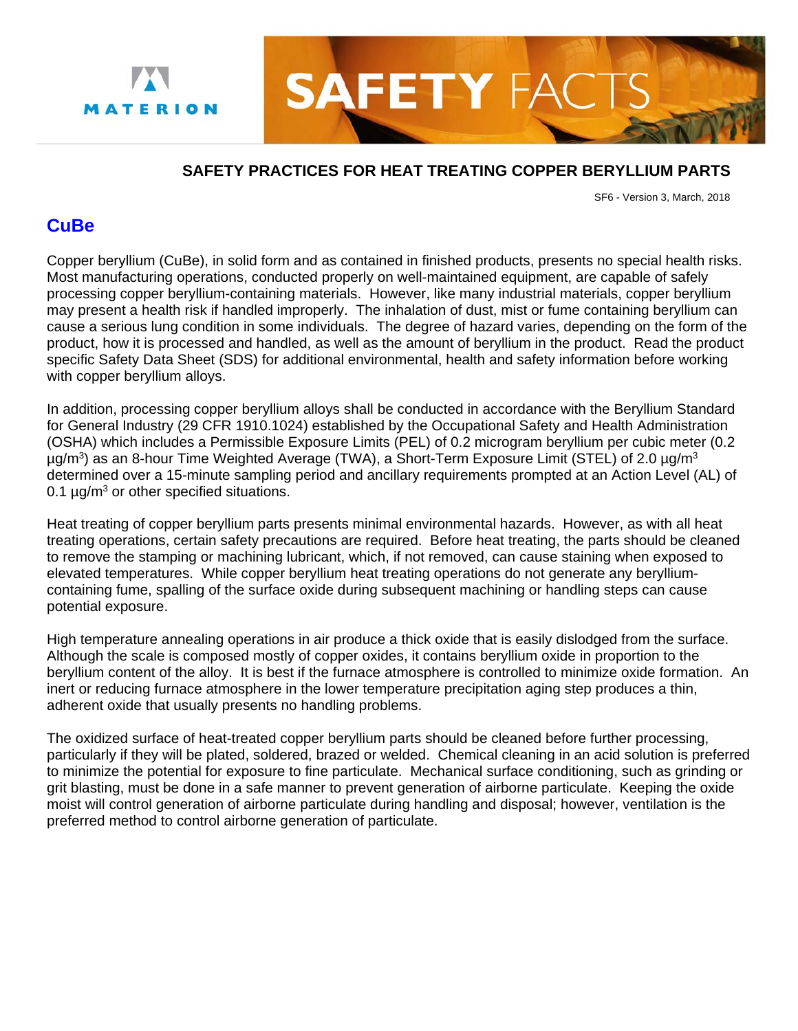MATERION

# SAFETY FACTS

## SAFETY PRACTICES FOR HEAT TREATING COPPER BERYLLIUM PARTS

SF6 - Version 3, March, 2018

### CuBe

Copper beryllium (CuBe), in solid form and as contained in finished products, presents no special health risks. Most manufacturing operations, conducted properly on well-maintained equipment, are capable of safely processing copper beryllium-containing materials. However, like many industrial materials, copper beryllium may present a health risk if handled improperly. The inhalation of dust, mist or fume containing beryllium can cause a serious lung condition in some individuals. The degree of hazard varies, depending on the form of the product, how it is processed and handled, as well as the amount of beryllium in the product. Read the product specific Safety Data Sheet (SDS) for additional environmental, health and safety information before working with copper beryllium alloys.

In addition, processing copper beryllium alloys shall be conducted in accordance with the Beryllium Standard for General Industry (29 CFR 1910.1024) established by the Occupational Safety and Health Administration (OSHA) which includes a Permissible Exposure Limits (PEL) of 0.2 microgram beryllium per cubic meter (0.2 $\mu g/m^3$) as an 8-hour Time Weighted Average (TWA), a Short-Term Exposure Limit (STEL) of 2.0 $\mu g/m^3$ determined over a 15-minute sampling period and ancillary requirements prompted at an Action Level (AL) of 0.1 $\mu g/m^3$ or other specified situations.

Heat treating of copper beryllium parts presents minimal environmental hazards. However, as with all heat treating operations, certain safety precautions are required. Before heat treating, the parts should be cleaned to remove the stamping or machining lubricant, which, if not removed, can cause staining when exposed to elevated temperatures. While copper beryllium heat treating operations do not generate any beryllium-containing fume, spalling of the surface oxide during subsequent machining or handling steps can cause potential exposure.

High temperature annealing operations in air produce a thick oxide that is easily dislodged from the surface. Although the scale is composed mostly of copper oxides, it contains beryllium oxide in proportion to the beryllium content of the alloy. It is best if the furnace atmosphere is controlled to minimize oxide formation. An inert or reducing furnace atmosphere in the lower temperature precipitation aging step produces a thin, adherent oxide that usually presents no handling problems.

The oxidized surface of heat-treated copper beryllium parts should be cleaned before further processing, particularly if they will be plated, soldered, brazed or welded. Chemical cleaning in an acid solution is preferred to minimize the potential for exposure to fine particulate. Mechanical surface conditioning, such as grinding or grit blasting, must be done in a safe manner to prevent generation of airborne particulate. Keeping the oxide moist will control generation of airborne particulate during handling and disposal; however, ventilation is the preferred method to control airborne generation of particulate.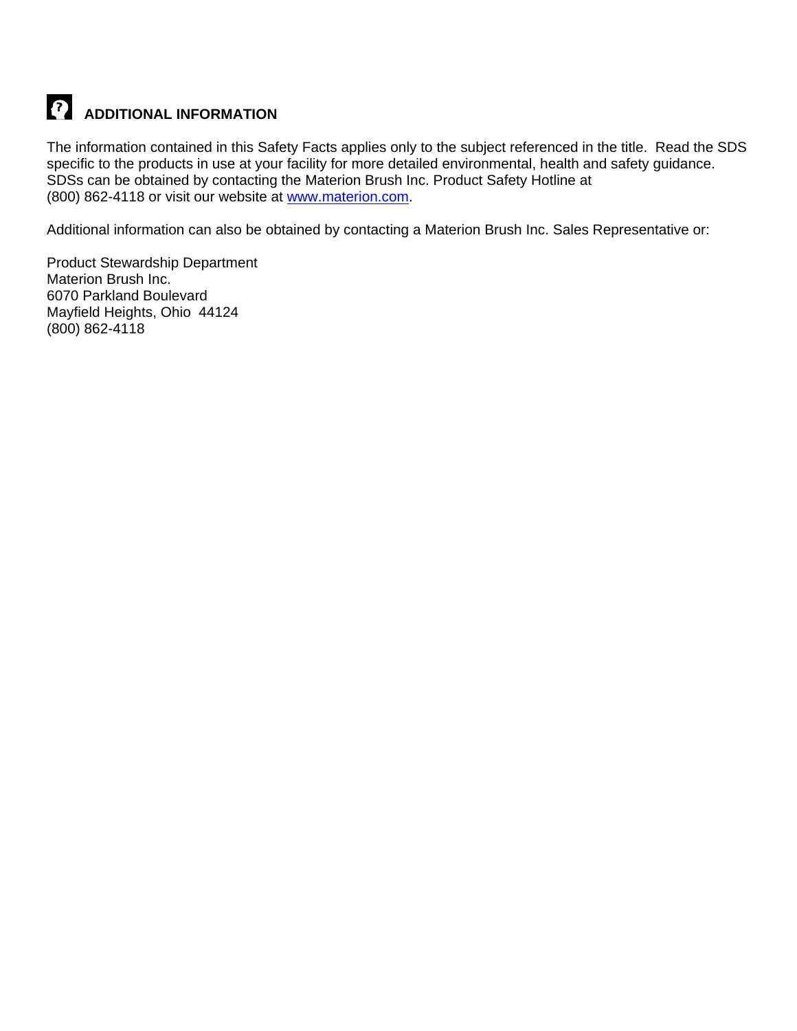## ADDITIONAL INFORMATION

The information contained in this Safety Facts applies only to the subject referenced in the title. Read the SDS specific to the products in use at your facility for more detailed environmental, health and safety guidance. SDSs can be obtained by contacting the Materion Brush Inc. Product Safety Hotline at (800) 862-4118 or visit our website at www.materion.com.

Additional information can also be obtained by contacting a Materion Brush Inc. Sales Representative or:

Product Stewardship Department
Materion Brush Inc.
6070 Parkland Boulevard
Mayfield Heights, Ohio 44124
(800) 862-4118